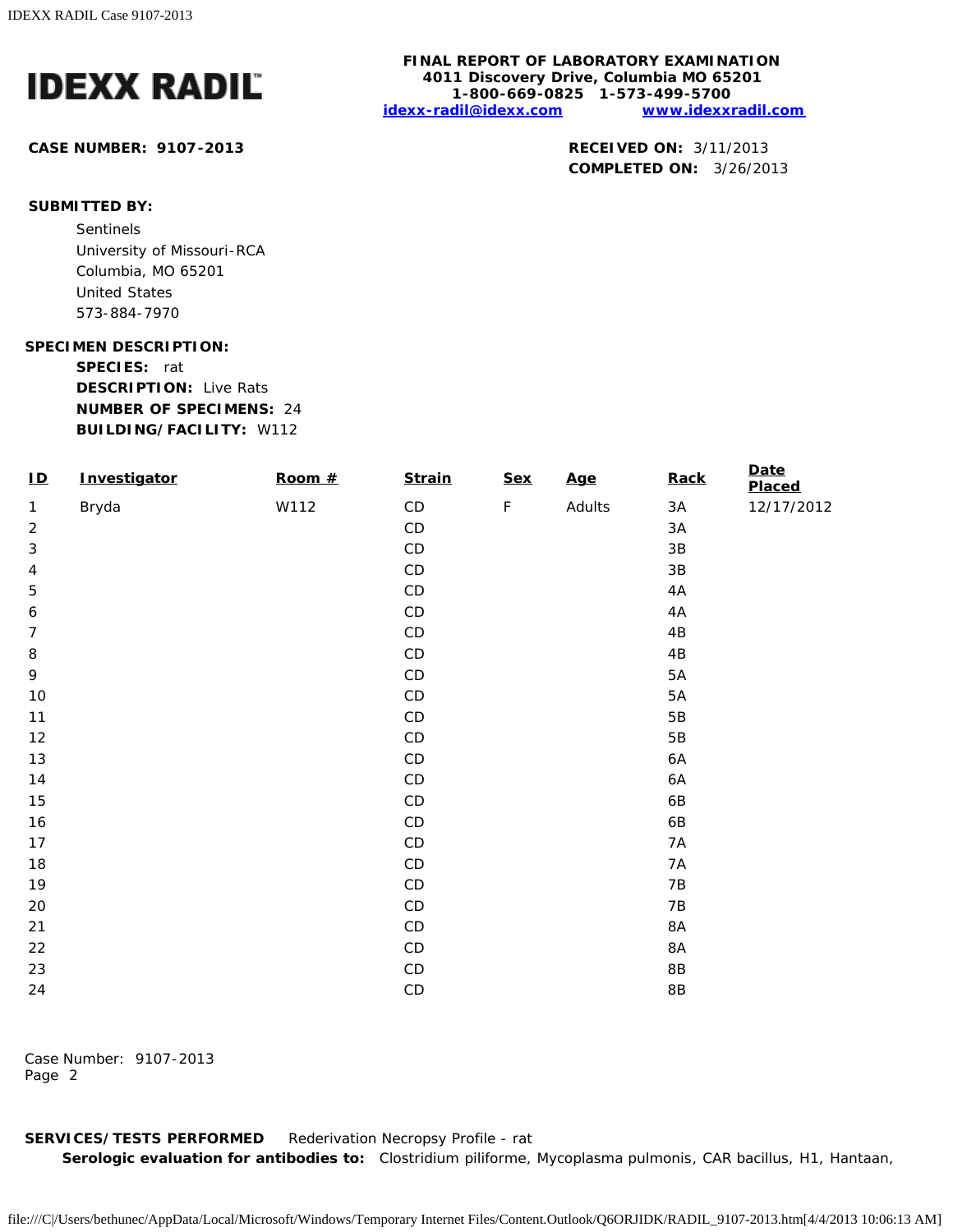# IDEXX RADIL

**FINAL REPORT OF LABORATORY EXAMINATION**
**4011 Discovery Drive, Columbia MO 65201**
**1-800-669-0825 1-573-499-5700**
**idexx-radil@idexx.com** **www.idexxradil.com**

**CASE NUMBER: 9107-2013**

**RECEIVED ON:** 3/11/2013
**COMPLETED ON:** 3/26/2013

**SUBMITTED BY:**

Sentinels
University of Missouri-RCA
Columbia, MO 65201
United States
573-884-7970

**SPECIMEN DESCRIPTION:**

**SPECIES:** rat
**DESCRIPTION:** Live Rats
**NUMBER OF SPECIMENS:** 24
**BUILDING/FACILITY:** W112

| ID | Investigator | Room # | Strain | Sex | Age | Rack | Date Placed |
|---|---|---|---|---|---|---|---|
| 1 | Bryda | W112 | CD | F | Adults | 3A | 12/17/2012 |
| 2 | | | CD | | | 3A | |
| 3 | | | CD | | | 3B | |
| 4 | | | CD | | | 3B | |
| 5 | | | CD | | | 4A | |
| 6 | | | CD | | | 4A | |
| 7 | | | CD | | | 4B | |
| 8 | | | CD | | | 4B | |
| 9 | | | CD | | | 5A | |
| 10 | | | CD | | | 5A | |
| 11 | | | CD | | | 5B | |
| 12 | | | CD | | | 5B | |
| 13 | | | CD | | | 6A | |
| 14 | | | CD | | | 6A | |
| 15 | | | CD | | | 6B | |
| 16 | | | CD | | | 6B | |
| 17 | | | CD | | | 7A | |
| 18 | | | CD | | | 7A | |
| 19 | | | CD | | | 7B | |
| 20 | | | CD | | | 7B | |
| 21 | | | CD | | | 8A | |
| 22 | | | CD | | | 8A | |
| 23 | | | CD | | | 8B | |
| 24 | | | CD | | | 8B | |

Case Number: 9107-2013
Page 2

**SERVICES/TESTS PERFORMED** Rederivation Necropsy Profile - rat

**Serologic evaluation for antibodies to:** Clostridium piliforme, Mycoplasma pulmonis, CAR bacillus, H1, Hantaan,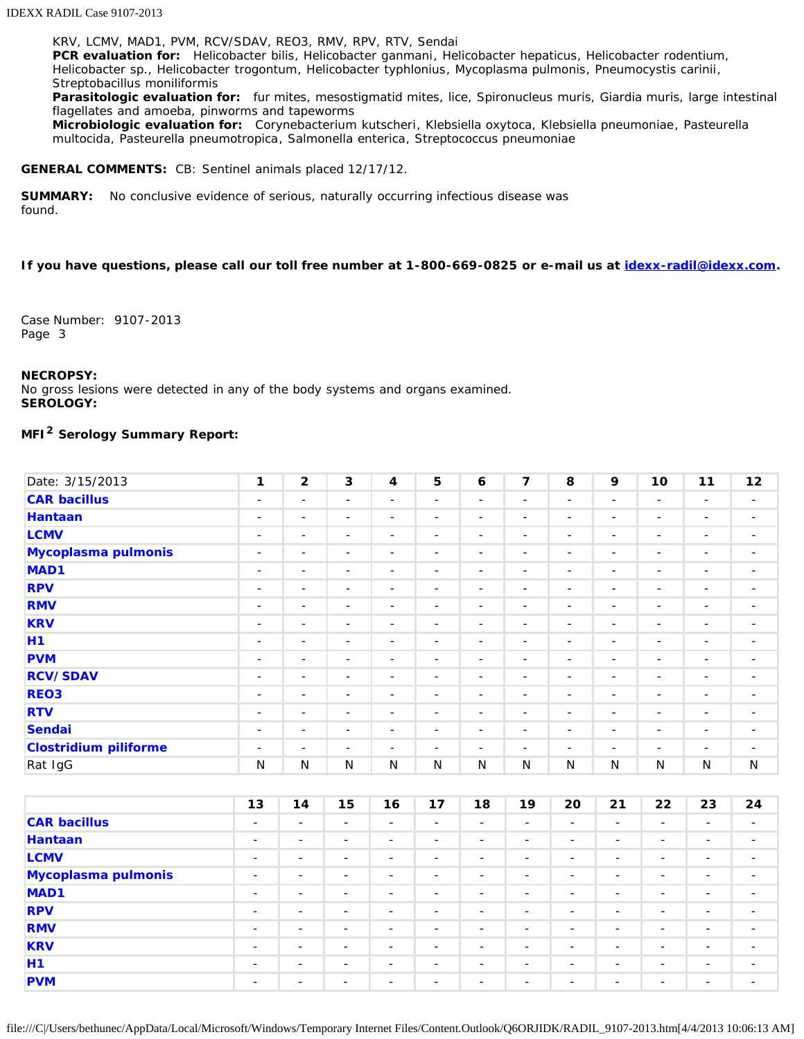KRV, LCMV, MAD1, PVM, RCV/SDAV, REO3, RMV, RPV, RTV, Sendai
**PCR evaluation for:** Helicobacter bilis, Helicobacter ganmani, Helicobacter hepaticus, Helicobacter rodentium, Helicobacter sp., Helicobacter trogontum, Helicobacter typhlonius, Mycoplasma pulmonis, Pneumocystis carinii, Streptobacillus moniliformis
**Parasitologic evaluation for:** fur mites, mesostigmatid mites, lice, Spironucleus muris, Giardia muris, large intestinal flagellates and amoeba, pinworms and tapeworms
**Microbiologic evaluation for:** Corynebacterium kutscheri, Klebsiella oxytoca, Klebsiella pneumoniae, Pasteurella multocida, Pasteurella pneumotropica, Salmonella enterica, Streptococcus pneumoniae

**GENERAL COMMENTS:** CB: Sentinel animals placed 12/17/12.

**SUMMARY:** No conclusive evidence of serious, naturally occurring infectious disease was found.

**If you have questions, please call our toll free number at 1-800-669-0825 or e-mail us at idexx-radil@idexx.com.**

Case Number: 9107-2013
Page 3

**NECROPSY:**
No gross lesions were detected in any of the body systems and organs examined.
**SEROLOGY:**

**MFI[2] Serology Summary Report:**

| Date: 3/15/2013 | 1 | 2 | 3 | 4 | 5 | 6 | 7 | 8 | 9 | 10 | 11 | 12 |
|---|---|---|---|---|---|---|---|---|---|---|---|---|
| CAR bacillus | - | - | - | - | - | - | - | - | - | - | - | - |
| Hantaan | - | - | - | - | - | - | - | - | - | - | - | - |
| LCMV | - | - | - | - | - | - | - | - | - | - | - | - |
| Mycoplasma pulmonis | - | - | - | - | - | - | - | - | - | - | - | - |
| MAD1 | - | - | - | - | - | - | - | - | - | - | - | - |
| RPV | - | - | - | - | - | - | - | - | - | - | - | - |
| RMV | - | - | - | - | - | - | - | - | - | - | - | - |
| KRV | - | - | - | - | - | - | - | - | - | - | - | - |
| H1 | - | - | - | - | - | - | - | - | - | - | - | - |
| PVM | - | - | - | - | - | - | - | - | - | - | - | - |
| RCV/ SDAV | - | - | - | - | - | - | - | - | - | - | - | - |
| REO3 | - | - | - | - | - | - | - | - | - | - | - | - |
| RTV | - | - | - | - | - | - | - | - | - | - | - | - |
| Sendai | - | - | - | - | - | - | - | - | - | - | - | - |
| Clostridium piliforme | - | - | - | - | - | - | - | - | - | - | - | - |
| Rat IgG | N | N | N | N | N | N | N | N | N | N | N | N |

| | 13 | 14 | 15 | 16 | 17 | 18 | 19 | 20 | 21 | 22 | 23 | 24 |
|---|---|---|---|---|---|---|---|---|---|---|---|---|
| CAR bacillus | - | - | - | - | - | - | - | - | - | - | - | - |
| Hantaan | - | - | - | - | - | - | - | - | - | - | - | - |
| LCMV | - | - | - | - | - | - | - | - | - | - | - | - |
| Mycoplasma pulmonis | - | - | - | - | - | - | - | - | - | - | - | - |
| MAD1 | - | - | - | - | - | - | - | - | - | - | - | - |
| RPV | - | - | - | - | - | - | - | - | - | - | - | - |
| RMV | - | - | - | - | - | - | - | - | - | - | - | - |
| KRV | - | - | - | - | - | - | - | - | - | - | - | - |
| H1 | - | - | - | - | - | - | - | - | - | - | - | - |
| PVM | - | - | - | - | - | - | - | - | - | - | - | - |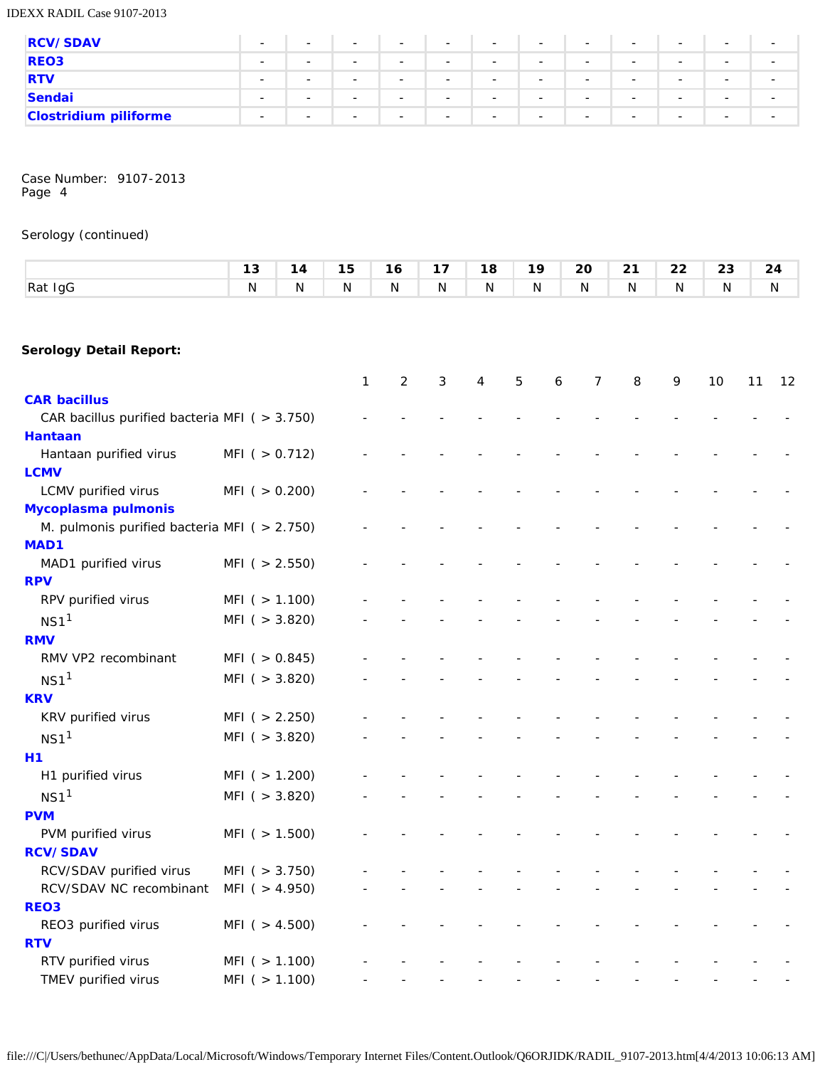| | | | | | | | | | | | | |
|---|---|---|---|---|---|---|---|---|---|---|---|---|
| **RCV/SDAV** | - | - | - | - | - | - | - | - | - | - | - | - |
| **REO3** | - | - | - | - | - | - | - | - | - | - | - | - |
| **RTV** | - | - | - | - | - | - | - | - | - | - | - | - |
| **Sendai** | - | - | - | - | - | - | - | - | - | - | - | - |
| **Clostridium piliforme** | - | - | - | - | - | - | - | - | - | - | - | - |

Case Number: 9107-2013
Page 4

Serology (continued)

| | 13 | 14 | 15 | 16 | 17 | 18 | 19 | 20 | 21 | 22 | 23 | 24 |
|---|---|---|---|---|---|---|---|---|---|---|---|---|
| Rat IgG | N | N | N | N | N | N | N | N | N | N | N | N |

**Serology Detail Report:**

| | | 1 | 2 | 3 | 4 | 5 | 6 | 7 | 8 | 9 | 10 | 11 | 12 |
|---|---|---|---|---|---|---|---|---|---|---|---|---|---|
| **CAR bacillus** | | | | | | | | | | | | | |
| CAR bacillus purified bacteria | MFI ( > 3.750) | - | - | - | - | - | - | - | - | - | - | - | - |
| **Hantaan** | | | | | | | | | | | | | |
| Hantaan purified virus | MFI ( > 0.712) | - | - | - | - | - | - | - | - | - | - | - | - |
| **LCMV** | | | | | | | | | | | | | |
| LCMV purified virus | MFI ( > 0.200) | - | - | - | - | - | - | - | - | - | - | - | - |
| **Mycoplasma pulmonis** | | | | | | | | | | | | | |
| M. pulmonis purified bacteria | MFI ( > 2.750) | - | - | - | - | - | - | - | - | - | - | - | - |
| **MAD1** | | | | | | | | | | | | | |
| MAD1 purified virus | MFI ( > 2.550) | - | - | - | - | - | - | - | - | - | - | - | - |
| **RPV** | | | | | | | | | | | | | |
| RPV purified virus | MFI ( > 1.100) | - | - | - | - | - | - | - | - | - | - | - | - |
| NS1[1] | MFI ( > 3.820) | - | - | - | - | - | - | - | - | - | - | - | - |
| **RMV** | | | | | | | | | | | | | |
| RMV VP2 recombinant | MFI ( > 0.845) | - | - | - | - | - | - | - | - | - | - | - | - |
| NS1[1] | MFI ( > 3.820) | - | - | - | - | - | - | - | - | - | - | - | - |
| **KRV** | | | | | | | | | | | | | |
| KRV purified virus | MFI ( > 2.250) | - | - | - | - | - | - | - | - | - | - | - | - |
| NS1[1] | MFI ( > 3.820) | - | - | - | - | - | - | - | - | - | - | - | - |
| **H1** | | | | | | | | | | | | | |
| H1 purified virus | MFI ( > 1.200) | - | - | - | - | - | - | - | - | - | - | - | - |
| NS1[1] | MFI ( > 3.820) | - | - | - | - | - | - | - | - | - | - | - | - |
| **PVM** | | | | | | | | | | | | | |
| PVM purified virus | MFI ( > 1.500) | - | - | - | - | - | - | - | - | - | - | - | - |
| **RCV/SDAV** | | | | | | | | | | | | | |
| RCV/SDAV purified virus | MFI ( > 3.750) | - | - | - | - | - | - | - | - | - | - | - | - |
| RCV/SDAV NC recombinant | MFI ( > 4.950) | - | - | - | - | - | - | - | - | - | - | - | - |
| **REO3** | | | | | | | | | | | | | |
| REO3 purified virus | MFI ( > 4.500) | - | - | - | - | - | - | - | - | - | - | - | - |
| **RTV** | | | | | | | | | | | | | |
| RTV purified virus | MFI ( > 1.100) | - | - | - | - | - | - | - | - | - | - | - | - |
| TMEV purified virus | MFI ( > 1.100) | - | - | - | - | - | - | - | - | - | - | - | - |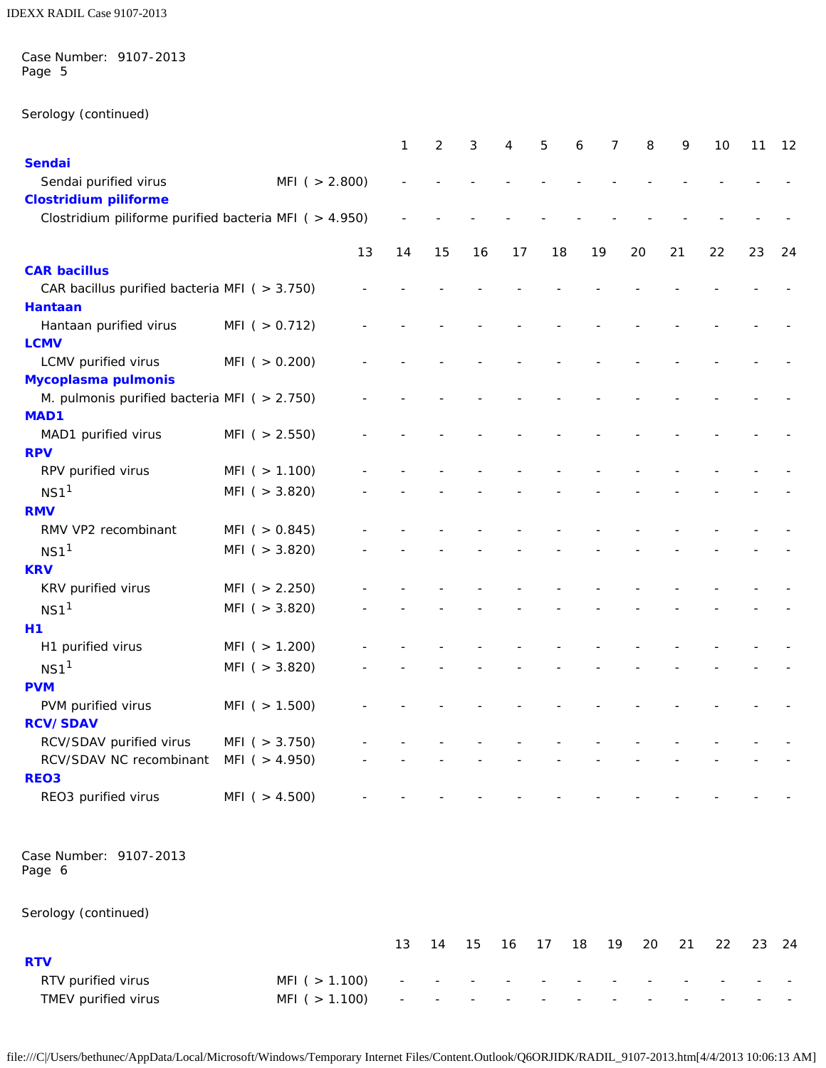Case Number: 9107-2013
Page 5

Serology (continued)

| | | 1 | 2 | 3 | 4 | 5 | 6 | 7 | 8 | 9 | 10 | 11 | 12 |
|---|---|---|---|---|---|---|---|---|---|---|---|---|---|
| **Sendai** | | | | | | | | | | | | | |
| Sendai purified virus | MFI ( > 2.800) | - | - | - | - | - | - | - | - | - | - | - | - |
| **Clostridium piliforme** | | | | | | | | | | | | | |
| Clostridium piliforme purified bacteria | MFI ( > 4.950) | - | - | - | - | - | - | - | - | - | - | - | - |

| | | 13 | 14 | 15 | 16 | 17 | 18 | 19 | 20 | 21 | 22 | 23 | 24 |
|---|---|---|---|---|---|---|---|---|---|---|---|---|---|
| **CAR bacillus** | | | | | | | | | | | | | |
| CAR bacillus purified bacteria | MFI ( > 3.750) | - | - | - | - | - | - | - | - | - | - | - | - |
| **Hantaan** | | | | | | | | | | | | | |
| Hantaan purified virus | MFI ( > 0.712) | - | - | - | - | - | - | - | - | - | - | - | - |
| **LCMV** | | | | | | | | | | | | | |
| LCMV purified virus | MFI ( > 0.200) | - | - | - | - | - | - | - | - | - | - | - | - |
| **Mycoplasma pulmonis** | | | | | | | | | | | | | |
| M. pulmonis purified bacteria | MFI ( > 2.750) | - | - | - | - | - | - | - | - | - | - | - | - |
| **MAD1** | | | | | | | | | | | | | |
| MAD1 purified virus | MFI ( > 2.550) | - | - | - | - | - | - | - | - | - | - | - | - |
| **RPV** | | | | | | | | | | | | | |
| RPV purified virus | MFI ( > 1.100) | - | - | - | - | - | - | - | - | - | - | - | - |
| NS1[1] | MFI ( > 3.820) | - | - | - | - | - | - | - | - | - | - | - | - |
| **RMV** | | | | | | | | | | | | | |
| RMV VP2 recombinant | MFI ( > 0.845) | - | - | - | - | - | - | - | - | - | - | - | - |
| NS1[1] | MFI ( > 3.820) | - | - | - | - | - | - | - | - | - | - | - | - |
| **KRV** | | | | | | | | | | | | | |
| KRV purified virus | MFI ( > 2.250) | - | - | - | - | - | - | - | - | - | - | - | - |
| NS1[1] | MFI ( > 3.820) | - | - | - | - | - | - | - | - | - | - | - | - |
| **H1** | | | | | | | | | | | | | |
| H1 purified virus | MFI ( > 1.200) | - | - | - | - | - | - | - | - | - | - | - | - |
| NS1[1] | MFI ( > 3.820) | - | - | - | - | - | - | - | - | - | - | - | - |
| **PVM** | | | | | | | | | | | | | |
| PVM purified virus | MFI ( > 1.500) | - | - | - | - | - | - | - | - | - | - | - | - |
| **RCV/ SDAV** | | | | | | | | | | | | | |
| RCV/SDAV purified virus | MFI ( > 3.750) | - | - | - | - | - | - | - | - | - | - | - | - |
| RCV/SDAV NC recombinant | MFI ( > 4.950) | - | - | - | - | - | - | - | - | - | - | - | - |
| **REO3** | | | | | | | | | | | | | |
| REO3 purified virus | MFI ( > 4.500) | - | - | - | - | - | - | - | - | - | - | - | - |

Case Number: 9107-2013
Page 6

Serology (continued)

| | | 13 | 14 | 15 | 16 | 17 | 18 | 19 | 20 | 21 | 22 | 23 | 24 |
|---|---|---|---|---|---|---|---|---|---|---|---|---|---|
| **RTV** | | | | | | | | | | | | | |
| RTV purified virus | MFI ( > 1.100) | - | - | - | - | - | - | - | - | - | - | - | - |
| TMEV purified virus | MFI ( > 1.100) | - | - | - | - | - | - | - | - | - | - | - | - |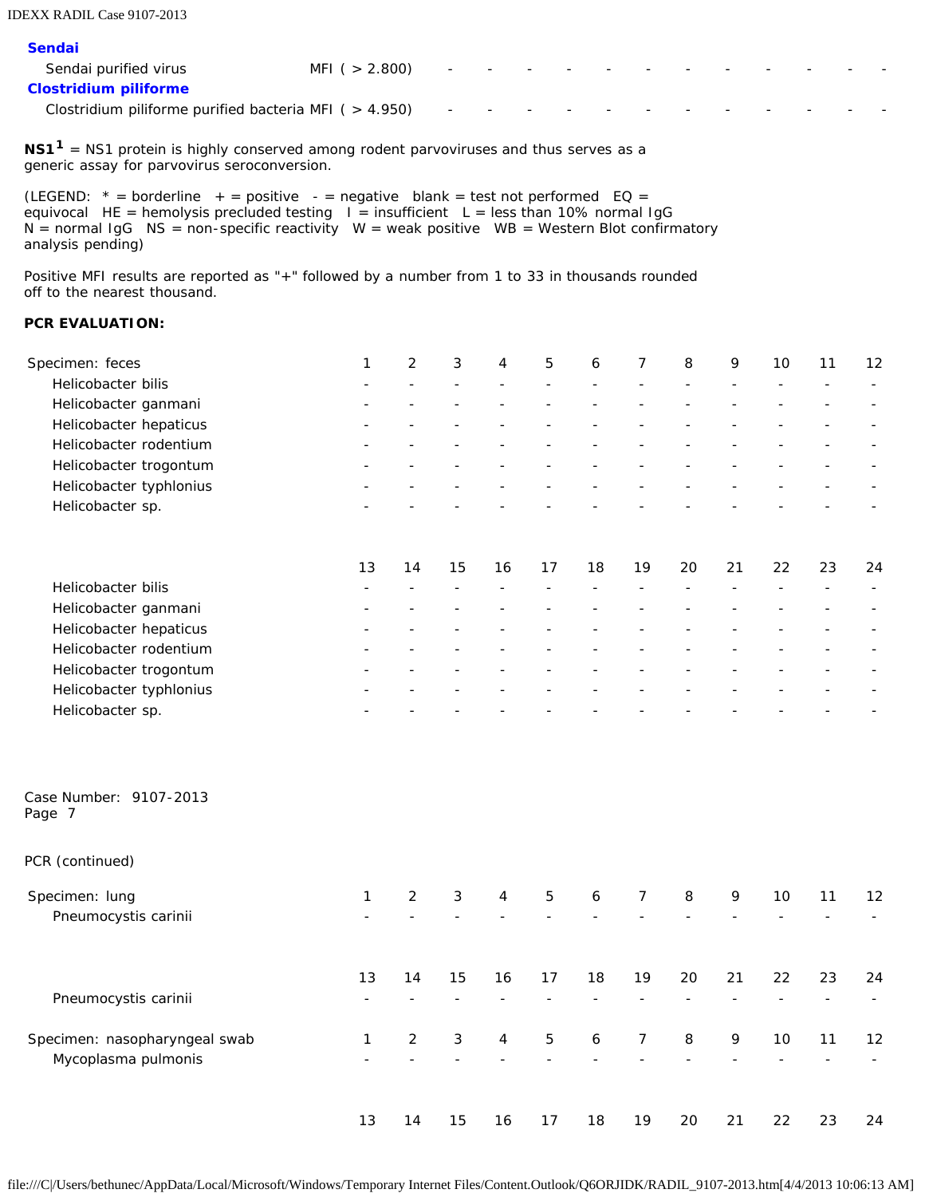**Sendai**

| | | | | | | | | | | | | | |
|---|---|---|---|---|---|---|---|---|---|---|---|---|---|
| Sendai purified virus | MFI ( > 2.800) | - | - | - | - | - | - | - | - | - | - | - | - |

**Clostridium piliforme**

| | | | | | | | | | | | | | |
|---|---|---|---|---|---|---|---|---|---|---|---|---|---|
| Clostridium piliforme purified bacteria | MFI ( > 4.950) | - | - | - | - | - | - | - | - | - | - | - | - |

**NS1**[1] = NS1 protein is highly conserved among rodent parvoviruses and thus serves as a generic assay for parvovirus seroconversion.

(LEGEND: * = borderline + = positive - = negative blank = test not performed EQ = equivocal HE = hemolysis precluded testing I = insufficient L = less than 10% normal IgG N = normal IgG NS = non-specific reactivity W = weak positive WB = Western Blot confirmatory analysis pending)

Positive MFI results are reported as "+" followed by a number from 1 to 33 in thousands rounded off to the nearest thousand.

**PCR EVALUATION:**

| Specimen: feces | 1 | 2 | 3 | 4 | 5 | 6 | 7 | 8 | 9 | 10 | 11 | 12 |
|---|---|---|---|---|---|---|---|---|---|---|---|---|
| Helicobacter bilis | - | - | - | - | - | - | - | - | - | - | - | - |
| Helicobacter ganmani | - | - | - | - | - | - | - | - | - | - | - | - |
| Helicobacter hepaticus | - | - | - | - | - | - | - | - | - | - | - | - |
| Helicobacter rodentium | - | - | - | - | - | - | - | - | - | - | - | - |
| Helicobacter trogontum | - | - | - | - | - | - | - | - | - | - | - | - |
| Helicobacter typhlonius | - | - | - | - | - | - | - | - | - | - | - | - |
| Helicobacter sp. | - | - | - | - | - | - | - | - | - | - | - | - |

| | 13 | 14 | 15 | 16 | 17 | 18 | 19 | 20 | 21 | 22 | 23 | 24 |
|---|---|---|---|---|---|---|---|---|---|---|---|---|
| Helicobacter bilis | - | - | - | - | - | - | - | - | - | - | - | - |
| Helicobacter ganmani | - | - | - | - | - | - | - | - | - | - | - | - |
| Helicobacter hepaticus | - | - | - | - | - | - | - | - | - | - | - | - |
| Helicobacter rodentium | - | - | - | - | - | - | - | - | - | - | - | - |
| Helicobacter trogontum | - | - | - | - | - | - | - | - | - | - | - | - |
| Helicobacter typhlonius | - | - | - | - | - | - | - | - | - | - | - | - |
| Helicobacter sp. | - | - | - | - | - | - | - | - | - | - | - | - |

Case Number: 9107-2013
Page 7

PCR (continued)

| Specimen: lung | 1 | 2 | 3 | 4 | 5 | 6 | 7 | 8 | 9 | 10 | 11 | 12 |
|---|---|---|---|---|---|---|---|---|---|---|---|---|
| Pneumocystis carinii | - | - | - | - | - | - | - | - | - | - | - | - |

| | 13 | 14 | 15 | 16 | 17 | 18 | 19 | 20 | 21 | 22 | 23 | 24 |
|---|---|---|---|---|---|---|---|---|---|---|---|---|
| Pneumocystis carinii | - | - | - | - | - | - | - | - | - | - | - | - |

| Specimen: nasopharyngeal swab | 1 | 2 | 3 | 4 | 5 | 6 | 7 | 8 | 9 | 10 | 11 | 12 |
|---|---|---|---|---|---|---|---|---|---|---|---|---|
| Mycoplasma pulmonis | - | - | - | - | - | - | - | - | - | - | - | - |

| | 13 | 14 | 15 | 16 | 17 | 18 | 19 | 20 | 21 | 22 | 23 | 24 |
|---|---|---|---|---|---|---|---|---|---|---|---|---|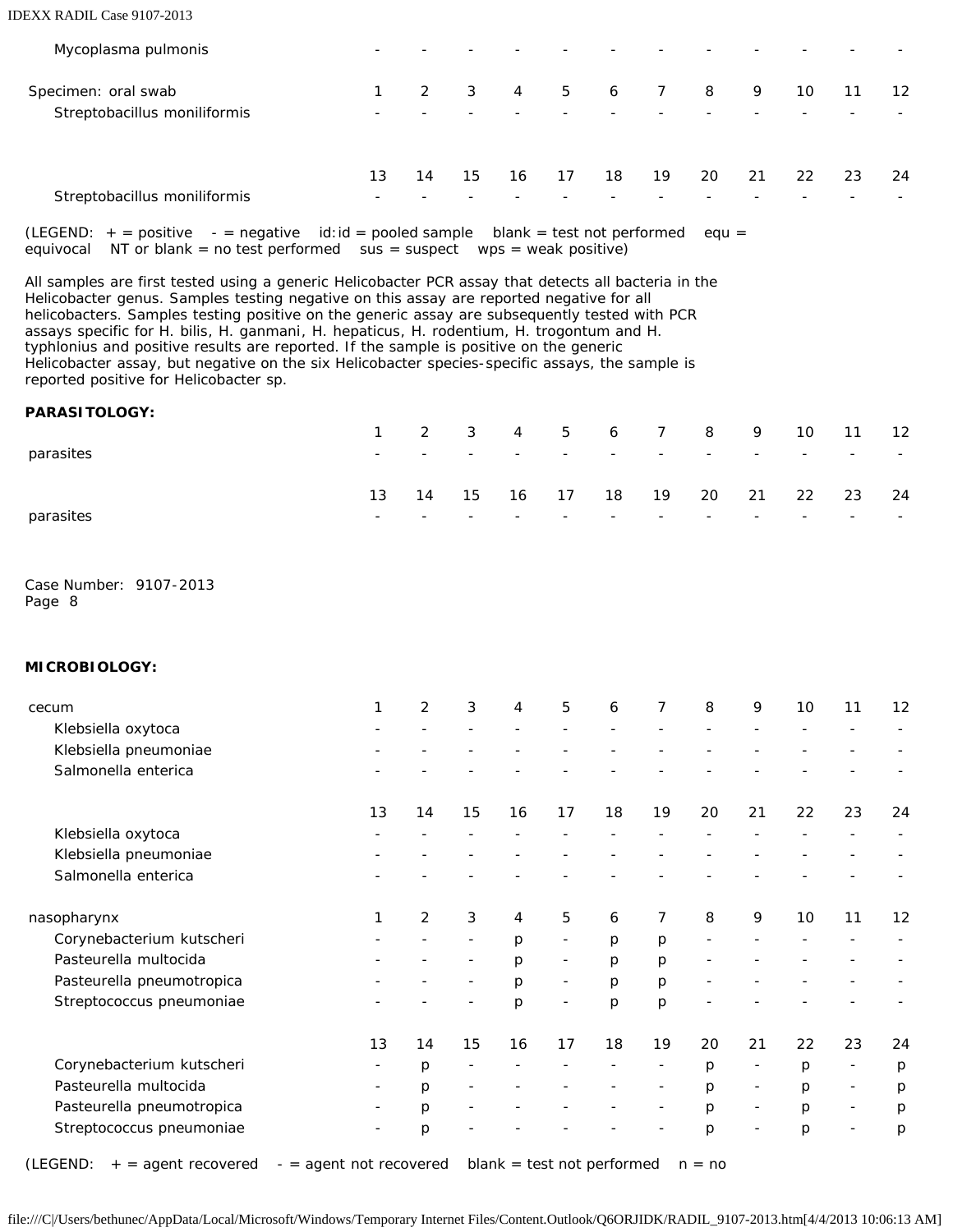| | 1 | 2 | 3 | 4 | 5 | 6 | 7 | 8 | 9 | 10 | 11 | 12 |
|---|---|---|---|---|---|---|---|---|---|---|---|---|
| Mycoplasma pulmonis | - | - | - | - | - | - | - | - | - | - | - | - |

| Specimen: oral swab | 1 | 2 | 3 | 4 | 5 | 6 | 7 | 8 | 9 | 10 | 11 | 12 |
|---|---|---|---|---|---|---|---|---|---|---|---|---|
| Streptobacillus moniliformis | - | - | - | - | - | - | - | - | - | - | - | - |

| | 13 | 14 | 15 | 16 | 17 | 18 | 19 | 20 | 21 | 22 | 23 | 24 |
|---|---|---|---|---|---|---|---|---|---|---|---|---|
| Streptobacillus moniliformis | - | - | - | - | - | - | - | - | - | - | - | - |

(LEGEND: + = positive - = negative id:id = pooled sample blank = test not performed equ = equivocal NT or blank = no test performed sus = suspect wps = weak positive)

All samples are first tested using a generic Helicobacter PCR assay that detects all bacteria in the Helicobacter genus. Samples testing negative on this assay are reported negative for all helicobacters. Samples testing positive on the generic assay are subsequently tested with PCR assays specific for H. bilis, H. ganmani, H. hepaticus, H. rodentium, H. trogontum and H. typhlonius and positive results are reported. If the sample is positive on the generic Helicobacter assay, but negative on the six Helicobacter species-specific assays, the sample is reported positive for Helicobacter sp.

**PARASITOLOGY:**

| | 1 | 2 | 3 | 4 | 5 | 6 | 7 | 8 | 9 | 10 | 11 | 12 |
|---|---|---|---|---|---|---|---|---|---|---|---|---|
| parasites | - | - | - | - | - | - | - | - | - | - | - | - |

| | 13 | 14 | 15 | 16 | 17 | 18 | 19 | 20 | 21 | 22 | 23 | 24 |
|---|---|---|---|---|---|---|---|---|---|---|---|---|
| parasites | - | - | - | - | - | - | - | - | - | - | - | - |

Case Number: 9107-2013
Page 8

**MICROBIOLOGY:**

| cecum | 1 | 2 | 3 | 4 | 5 | 6 | 7 | 8 | 9 | 10 | 11 | 12 |
|---|---|---|---|---|---|---|---|---|---|---|---|---|
| Klebsiella oxytoca | - | - | - | - | - | - | - | - | - | - | - | - |
| Klebsiella pneumoniae | - | - | - | - | - | - | - | - | - | - | - | - |
| Salmonella enterica | - | - | - | - | - | - | - | - | - | - | - | - |

| | 13 | 14 | 15 | 16 | 17 | 18 | 19 | 20 | 21 | 22 | 23 | 24 |
|---|---|---|---|---|---|---|---|---|---|---|---|---|
| Klebsiella oxytoca | - | - | - | - | - | - | - | - | - | - | - | - |
| Klebsiella pneumoniae | - | - | - | - | - | - | - | - | - | - | - | - |
| Salmonella enterica | - | - | - | - | - | - | - | - | - | - | - | - |

| nasopharynx | 1 | 2 | 3 | 4 | 5 | 6 | 7 | 8 | 9 | 10 | 11 | 12 |
|---|---|---|---|---|---|---|---|---|---|---|---|---|
| Corynebacterium kutscheri | - | - | - | p | - | p | p | - | - | - | - | - |
| Pasteurella multocida | - | - | - | p | - | p | p | - | - | - | - | - |
| Pasteurella pneumotropica | - | - | - | p | - | p | p | - | - | - | - | - |
| Streptococcus pneumoniae | - | - | - | p | - | p | p | - | - | - | - | - |

| | 13 | 14 | 15 | 16 | 17 | 18 | 19 | 20 | 21 | 22 | 23 | 24 |
|---|---|---|---|---|---|---|---|---|---|---|---|---|
| Corynebacterium kutscheri | - | p | - | - | - | - | - | p | - | p | - | p |
| Pasteurella multocida | - | p | - | - | - | - | - | p | - | p | - | p |
| Pasteurella pneumotropica | - | p | - | - | - | - | - | p | - | p | - | p |
| Streptococcus pneumoniae | - | p | - | - | - | - | - | p | - | p | - | p |

(LEGEND: + = agent recovered - = agent not recovered blank = test not performed n = no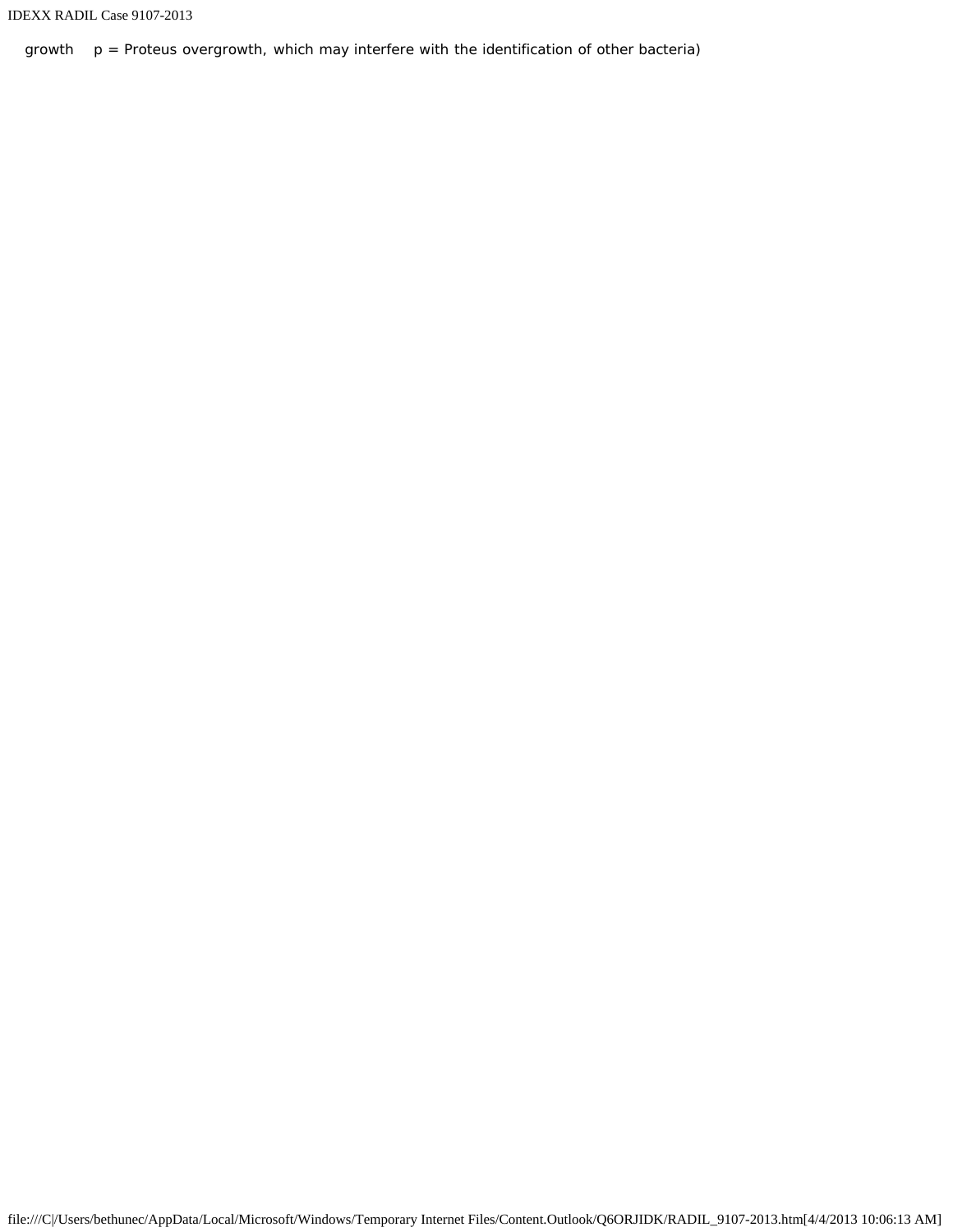growth    p = Proteus overgrowth, which may interfere with the identification of other bacteria)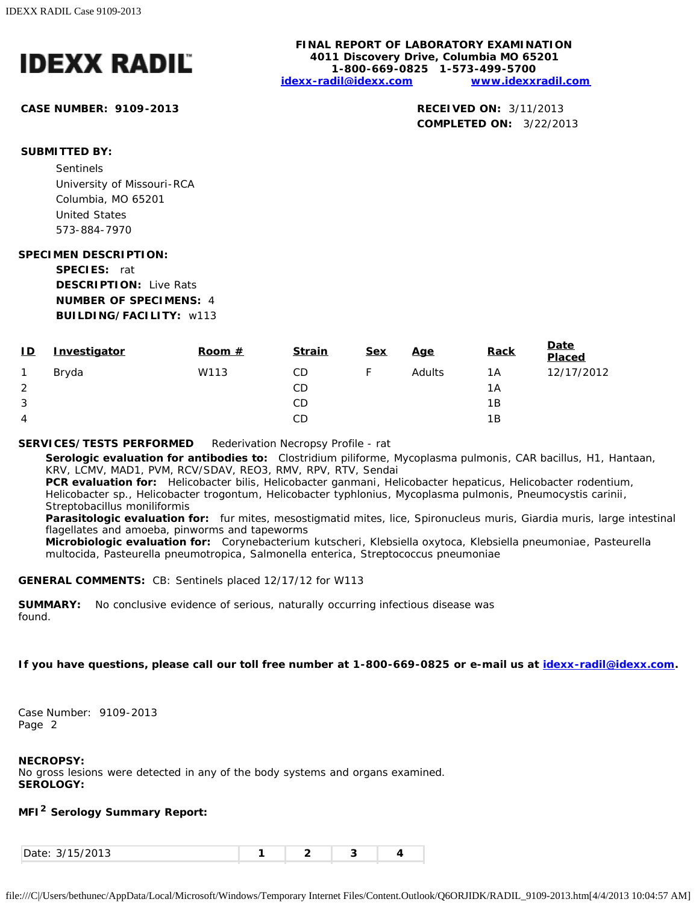# IDEXX RADIL

**FINAL REPORT OF LABORATORY EXAMINATION**
**4011 Discovery Drive, Columbia MO 65201**
**1-800-669-0825 1-573-499-5700**
**idexx-radil@idexx.com www.idexxradil.com**

**CASE NUMBER: 9109-2013**

**RECEIVED ON:** 3/11/2013
**COMPLETED ON:** 3/22/2013

**SUBMITTED BY:**

Sentinels
University of Missouri-RCA
Columbia, MO 65201
United States
573-884-7970

**SPECIMEN DESCRIPTION:**

**SPECIES:** rat
**DESCRIPTION:** Live Rats
**NUMBER OF SPECIMENS:** 4
**BUILDING/FACILITY:** w113

| ID | Investigator | Room # | Strain | Sex | Age | Rack | Date Placed |
|---|---|---|---|---|---|---|---|
| 1 | Bryda | W113 | CD | F | Adults | 1A | 12/17/2012 |
| 2 | | | CD | | | 1A | |
| 3 | | | CD | | | 1B | |
| 4 | | | CD | | | 1B | |

**SERVICES/TESTS PERFORMED** Rederivation Necropsy Profile - rat

**Serologic evaluation for antibodies to:** Clostridium piliforme, Mycoplasma pulmonis, CAR bacillus, H1, Hantaan, KRV, LCMV, MAD1, PVM, RCV/SDAV, REO3, RMV, RPV, RTV, Sendai

**PCR evaluation for:** Helicobacter bilis, Helicobacter ganmani, Helicobacter hepaticus, Helicobacter rodentium, Helicobacter sp., Helicobacter trogontum, Helicobacter typhlonius, Mycoplasma pulmonis, Pneumocystis carinii, Streptobacillus moniliformis

**Parasitologic evaluation for:** fur mites, mesostigmatid mites, lice, Spironucleus muris, Giardia muris, large intestinal flagellates and amoeba, pinworms and tapeworms

**Microbiologic evaluation for:** Corynebacterium kutscheri, Klebsiella oxytoca, Klebsiella pneumoniae, Pasteurella multocida, Pasteurella pneumotropica, Salmonella enterica, Streptococcus pneumoniae

**GENERAL COMMENTS:** CB: Sentinels placed 12/17/12 for W113

**SUMMARY:** No conclusive evidence of serious, naturally occurring infectious disease was found.

**If you have questions, please call our toll free number at 1-800-669-0825 or e-mail us at idexx-radil@idexx.com.**

Case Number: 9109-2013
Page 2

**NECROPSY:**
No gross lesions were detected in any of the body systems and organs examined.

**SEROLOGY:**

**MFI[2] Serology Summary Report:**

| Date: 3/15/2013 | 1 | 2 | 3 | 4 |
|---|---|---|---|---|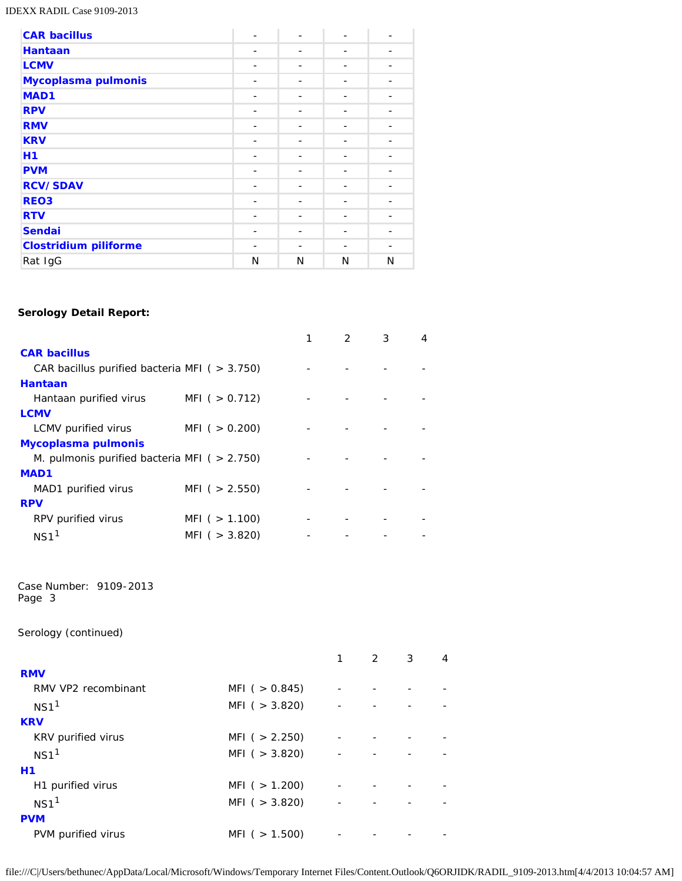| | | | | |
|---|---|---|---|---|
| **CAR bacillus** | - | - | - | - |
| **Hantaan** | - | - | - | - |
| **LCMV** | - | - | - | - |
| **Mycoplasma pulmonis** | - | - | - | - |
| **MAD1** | - | - | - | - |
| **RPV** | - | - | - | - |
| **RMV** | - | - | - | - |
| **KRV** | - | - | - | - |
| **H1** | - | - | - | - |
| **PVM** | - | - | - | - |
| **RCV/SDAV** | - | - | - | - |
| **REO3** | - | - | - | - |
| **RTV** | - | - | - | - |
| **Sendai** | - | - | - | - |
| **Clostridium piliforme** | - | - | - | - |
| Rat IgG | N | N | N | N |

**Serology Detail Report:**

| | | 1 | 2 | 3 | 4 |
|---|---|---|---|---|---|
| **CAR bacillus** | | | | | |
| CAR bacillus purified bacteria | MFI ( > 3.750) | - | - | - | - |
| **Hantaan** | | | | | |
| Hantaan purified virus | MFI ( > 0.712) | - | - | - | - |
| **LCMV** | | | | | |
| LCMV purified virus | MFI ( > 0.200) | - | - | - | - |
| **Mycoplasma pulmonis** | | | | | |
| M. pulmonis purified bacteria | MFI ( > 2.750) | - | - | - | - |
| **MAD1** | | | | | |
| MAD1 purified virus | MFI ( > 2.550) | - | - | - | - |
| **RPV** | | | | | |
| RPV purified virus | MFI ( > 1.100) | - | - | - | - |
| NS1[1] | MFI ( > 3.820) | - | - | - | - |

Case Number: 9109-2013
Page 3

Serology (continued)

| | | 1 | 2 | 3 | 4 |
|---|---|---|---|---|---|
| **RMV** | | | | | |
| RMV VP2 recombinant | MFI ( > 0.845) | - | - | - | - |
| NS1[1] | MFI ( > 3.820) | - | - | - | - |
| **KRV** | | | | | |
| KRV purified virus | MFI ( > 2.250) | - | - | - | - |
| NS1[1] | MFI ( > 3.820) | - | - | - | - |
| **H1** | | | | | |
| H1 purified virus | MFI ( > 1.200) | - | - | - | - |
| NS1[1] | MFI ( > 3.820) | - | - | - | - |
| **PVM** | | | | | |
| PVM purified virus | MFI ( > 1.500) | - | - | - | - |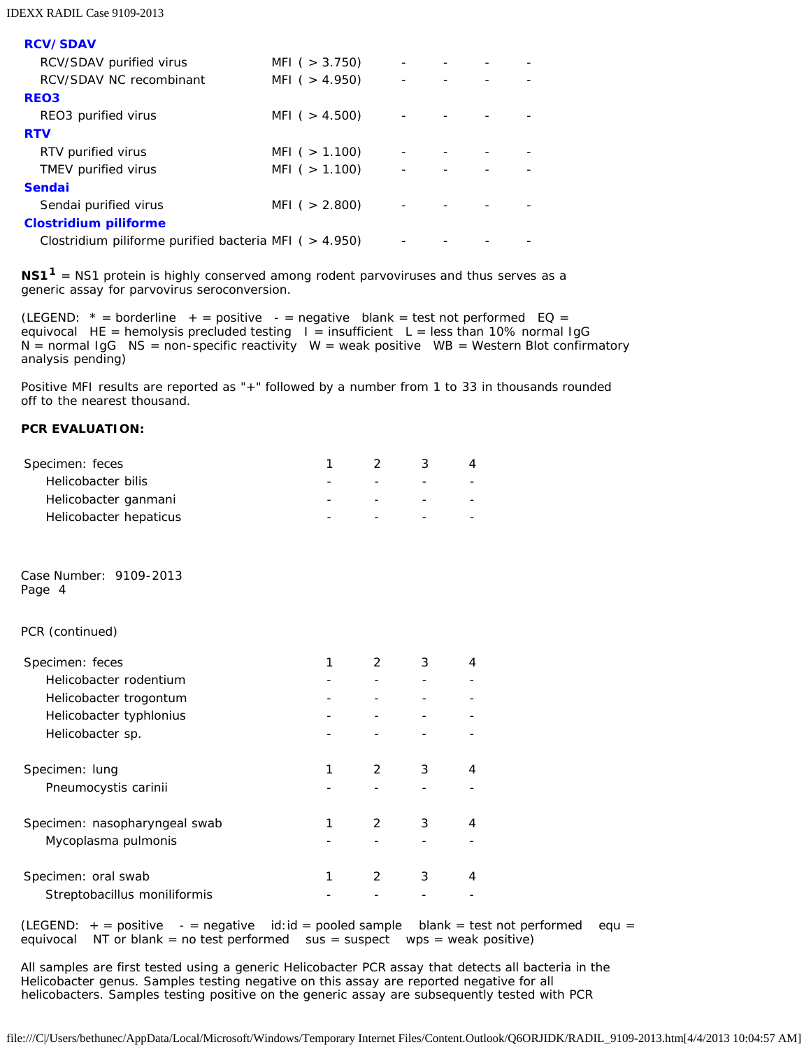| | | | | | |
|---|---|---|---|---|---|
| **RCV/SDAV** | | | | | |
| RCV/SDAV purified virus | MFI ( > 3.750) | - | - | - | - |
| RCV/SDAV NC recombinant | MFI ( > 4.950) | - | - | - | - |
| **REO3** | | | | | |
| REO3 purified virus | MFI ( > 4.500) | - | - | - | - |
| **RTV** | | | | | |
| RTV purified virus | MFI ( > 1.100) | - | - | - | - |
| TMEV purified virus | MFI ( > 1.100) | - | - | - | - |
| **Sendai** | | | | | |
| Sendai purified virus | MFI ( > 2.800) | - | - | - | - |
| **Clostridium piliforme** | | | | | |
| Clostridium piliforme purified bacteria | MFI ( > 4.950) | - | - | - | - |

**NS1**[1] = NS1 protein is highly conserved among rodent parvoviruses and thus serves as a generic assay for parvovirus seroconversion.

(LEGEND: * = borderline + = positive - = negative blank = test not performed EQ = equivocal HE = hemolysis precluded testing I = insufficient L = less than 10% normal IgG N = normal IgG NS = non-specific reactivity W = weak positive WB = Western Blot confirmatory analysis pending)

Positive MFI results are reported as "+" followed by a number from 1 to 33 in thousands rounded off to the nearest thousand.

**PCR EVALUATION:**

| Specimen: feces | 1 | 2 | 3 | 4 |
|---|---|---|---|---|
| Helicobacter bilis | - | - | - | - |
| Helicobacter ganmani | - | - | - | - |
| Helicobacter hepaticus | - | - | - | - |

Case Number: 9109-2013
Page 4

PCR (continued)

| Specimen: feces | 1 | 2 | 3 | 4 |
|---|---|---|---|---|
| Helicobacter rodentium | - | - | - | - |
| Helicobacter trogontum | - | - | - | - |
| Helicobacter typhlonius | - | - | - | - |
| Helicobacter sp. | - | - | - | - |

| Specimen: lung | 1 | 2 | 3 | 4 |
|---|---|---|---|---|
| Pneumocystis carinii | - | - | - | - |

| Specimen: nasopharyngeal swab | 1 | 2 | 3 | 4 |
|---|---|---|---|---|
| Mycoplasma pulmonis | - | - | - | - |

| Specimen: oral swab | 1 | 2 | 3 | 4 |
|---|---|---|---|---|
| Streptobacillus moniliformis | - | - | - | - |

(LEGEND: + = positive - = negative id:id = pooled sample blank = test not performed equ = equivocal NT or blank = no test performed sus = suspect wps = weak positive)

All samples are first tested using a generic Helicobacter PCR assay that detects all bacteria in the Helicobacter genus. Samples testing negative on this assay are reported negative for all helicobacters. Samples testing positive on the generic assay are subsequently tested with PCR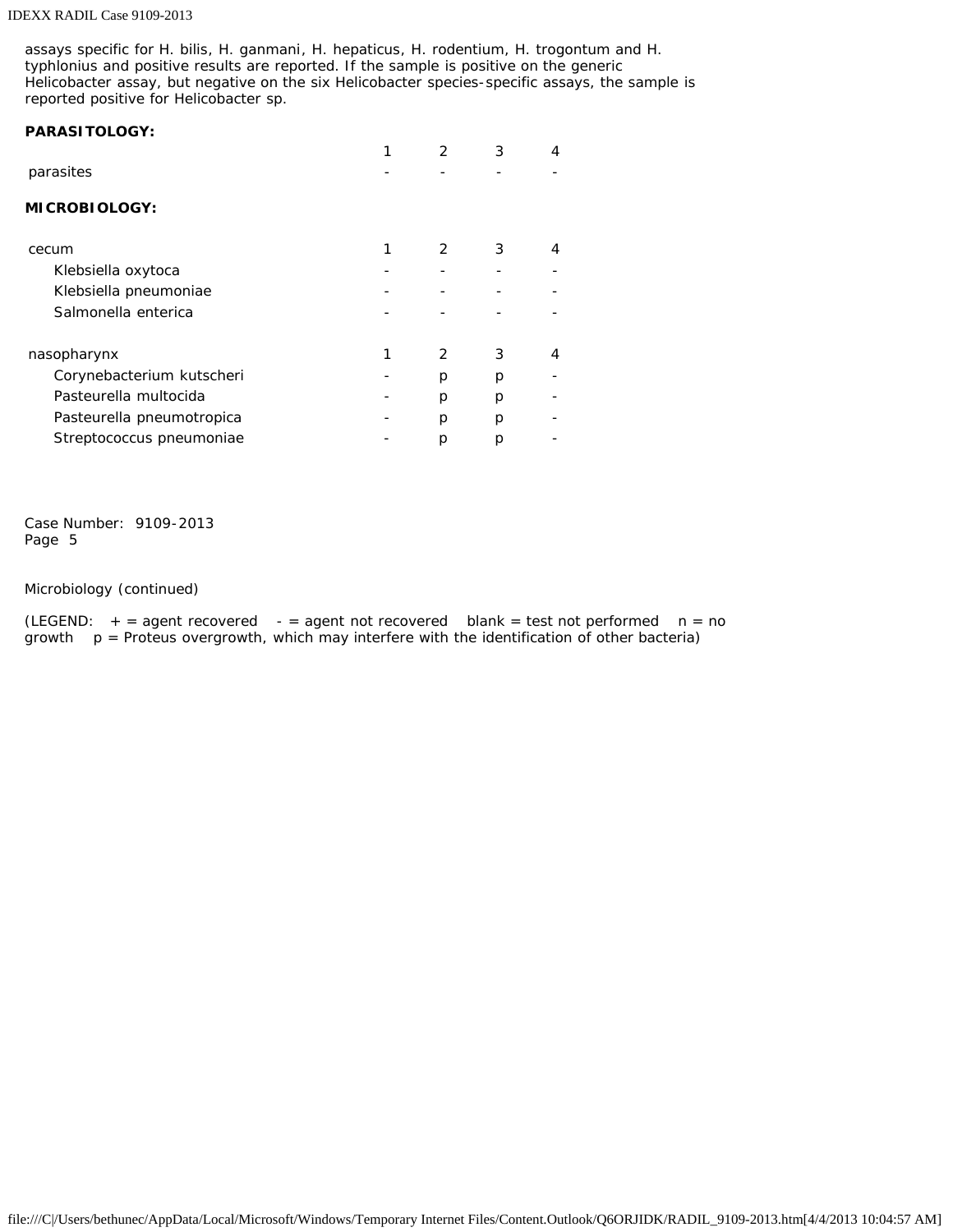assays specific for H. bilis, H. ganmani, H. hepaticus, H. rodentium, H. trogontum and H. typhlonius and positive results are reported. If the sample is positive on the generic Helicobacter assay, but negative on the six Helicobacter species-specific assays, the sample is reported positive for Helicobacter sp.

**PARASITOLOGY:**

| | 1 | 2 | 3 | 4 |
|---|---|---|---|---|
| parasites | - | - | - | - |

**MICROBIOLOGY:**

| cecum | 1 | 2 | 3 | 4 |
|---|---|---|---|---|
| Klebsiella oxytoca | - | - | - | - |
| Klebsiella pneumoniae | - | - | - | - |
| Salmonella enterica | - | - | - | - |

| nasopharynx | 1 | 2 | 3 | 4 |
|---|---|---|---|---|
| Corynebacterium kutscheri | - | p | p | - |
| Pasteurella multocida | - | p | p | - |
| Pasteurella pneumotropica | - | p | p | - |
| Streptococcus pneumoniae | - | p | p | - |

Case Number: 9109-2013
Page 5

Microbiology (continued)

(LEGEND: + = agent recovered - = agent not recovered blank = test not performed n = no growth p = Proteus overgrowth, which may interfere with the identification of other bacteria)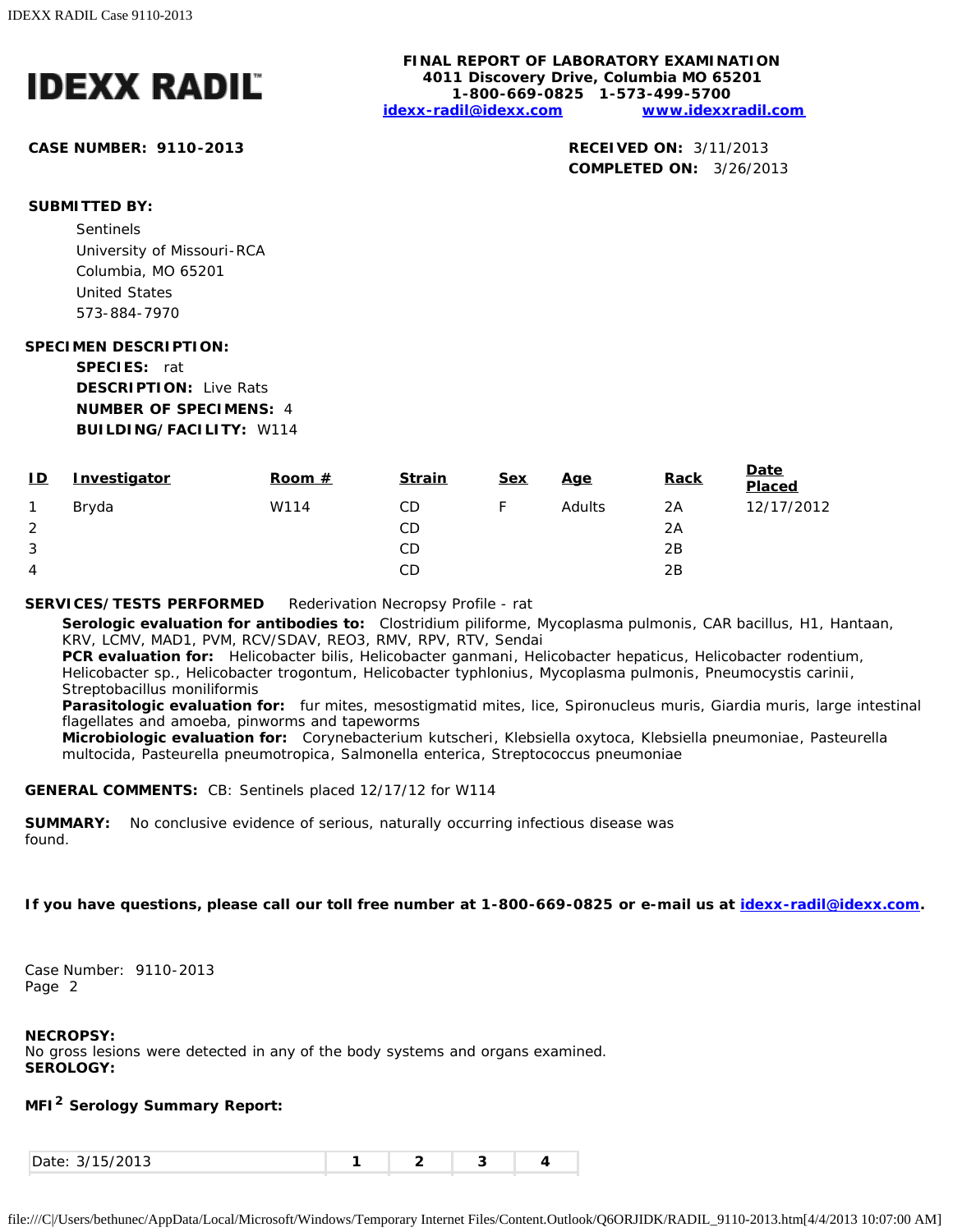# IDEXX RADIL

**FINAL REPORT OF LABORATORY EXAMINATION**
**4011 Discovery Drive, Columbia MO 65201**
**1-800-669-0825 1-573-499-5700**
**idexx-radil@idexx.com www.idexxradil.com**

**CASE NUMBER: 9110-2013**

**RECEIVED ON:** 3/11/2013
**COMPLETED ON:** 3/26/2013

**SUBMITTED BY:**

Sentinels
University of Missouri-RCA
Columbia, MO 65201
United States
573-884-7970

**SPECIMEN DESCRIPTION:**

**SPECIES:** rat
**DESCRIPTION:** Live Rats
**NUMBER OF SPECIMENS:** 4
**BUILDING/FACILITY:** W114

| ID | Investigator | Room # | Strain | Sex | Age | Rack | Date Placed |
|---|---|---|---|---|---|---|---|
| 1 | Bryda | W114 | CD | F | Adults | 2A | 12/17/2012 |
| 2 | | | CD | | | 2A | |
| 3 | | | CD | | | 2B | |
| 4 | | | CD | | | 2B | |

**SERVICES/TESTS PERFORMED** Rederivation Necropsy Profile - rat

**Serologic evaluation for antibodies to:** Clostridium piliforme, Mycoplasma pulmonis, CAR bacillus, H1, Hantaan, KRV, LCMV, MAD1, PVM, RCV/SDAV, REO3, RMV, RPV, RTV, Sendai
**PCR evaluation for:** Helicobacter bilis, Helicobacter ganmani, Helicobacter hepaticus, Helicobacter rodentium, Helicobacter sp., Helicobacter trogontum, Helicobacter typhlonius, Mycoplasma pulmonis, Pneumocystis carinii, Streptobacillus moniliformis
**Parasitologic evaluation for:** fur mites, mesostigmatid mites, lice, Spironucleus muris, Giardia muris, large intestinal flagellates and amoeba, pinworms and tapeworms
**Microbiologic evaluation for:** Corynebacterium kutscheri, Klebsiella oxytoca, Klebsiella pneumoniae, Pasteurella multocida, Pasteurella pneumotropica, Salmonella enterica, Streptococcus pneumoniae

**GENERAL COMMENTS:** CB: Sentinels placed 12/17/12 for W114

**SUMMARY:** No conclusive evidence of serious, naturally occurring infectious disease was found.

**If you have questions, please call our toll free number at 1-800-669-0825 or e-mail us at idexx-radil@idexx.com.**

Case Number: 9110-2013
Page 2

**NECROPSY:**
No gross lesions were detected in any of the body systems and organs examined.
**SEROLOGY:**

**MFI[2] Serology Summary Report:**

| Date: 3/15/2013 | 1 | 2 | 3 | 4 |
|---|---|---|---|---|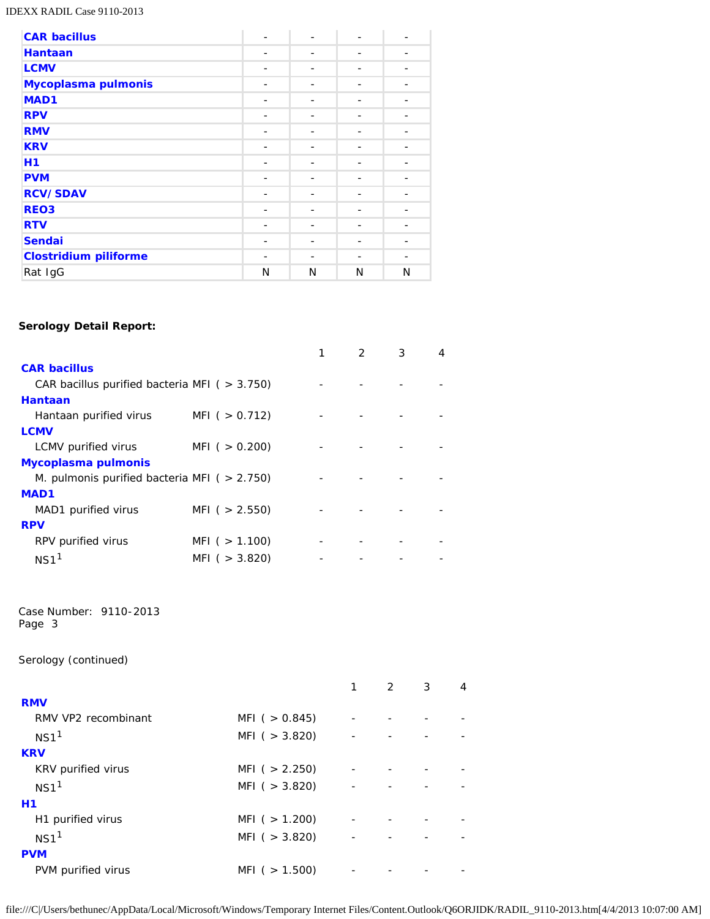| | | | | |
|---|---|---|---|---|
| **CAR bacillus** | - | - | - | - |
| **Hantaan** | - | - | - | - |
| **LCMV** | - | - | - | - |
| **Mycoplasma pulmonis** | - | - | - | - |
| **MAD1** | - | - | - | - |
| **RPV** | - | - | - | - |
| **RMV** | - | - | - | - |
| **KRV** | - | - | - | - |
| **H1** | - | - | - | - |
| **PVM** | - | - | - | - |
| **RCV/SDAV** | - | - | - | - |
| **REO3** | - | - | - | - |
| **RTV** | - | - | - | - |
| **Sendai** | - | - | - | - |
| **Clostridium piliforme** | - | - | - | - |
| Rat IgG | N | N | N | N |

**Serology Detail Report:**

| | | 1 | 2 | 3 | 4 |
|---|---|---|---|---|---|
| **CAR bacillus** | | | | | |
| CAR bacillus purified bacteria | MFI ( > 3.750) | - | - | - | - |
| **Hantaan** | | | | | |
| Hantaan purified virus | MFI ( > 0.712) | - | - | - | - |
| **LCMV** | | | | | |
| LCMV purified virus | MFI ( > 0.200) | - | - | - | - |
| **Mycoplasma pulmonis** | | | | | |
| M. pulmonis purified bacteria | MFI ( > 2.750) | - | - | - | - |
| **MAD1** | | | | | |
| MAD1 purified virus | MFI ( > 2.550) | - | - | - | - |
| **RPV** | | | | | |
| RPV purified virus | MFI ( > 1.100) | - | - | - | - |
| NS1[1] | MFI ( > 3.820) | - | - | - | - |

Case Number: 9110-2013
Page 3

Serology (continued)

| | | 1 | 2 | 3 | 4 |
|---|---|---|---|---|---|
| **RMV** | | | | | |
| RMV VP2 recombinant | MFI ( > 0.845) | - | - | - | - |
| NS1[1] | MFI ( > 3.820) | - | - | - | - |
| **KRV** | | | | | |
| KRV purified virus | MFI ( > 2.250) | - | - | - | - |
| NS1[1] | MFI ( > 3.820) | - | - | - | - |
| **H1** | | | | | |
| H1 purified virus | MFI ( > 1.200) | - | - | - | - |
| NS1[1] | MFI ( > 3.820) | - | - | - | - |
| **PVM** | | | | | |
| PVM purified virus | MFI ( > 1.500) | - | - | - | - |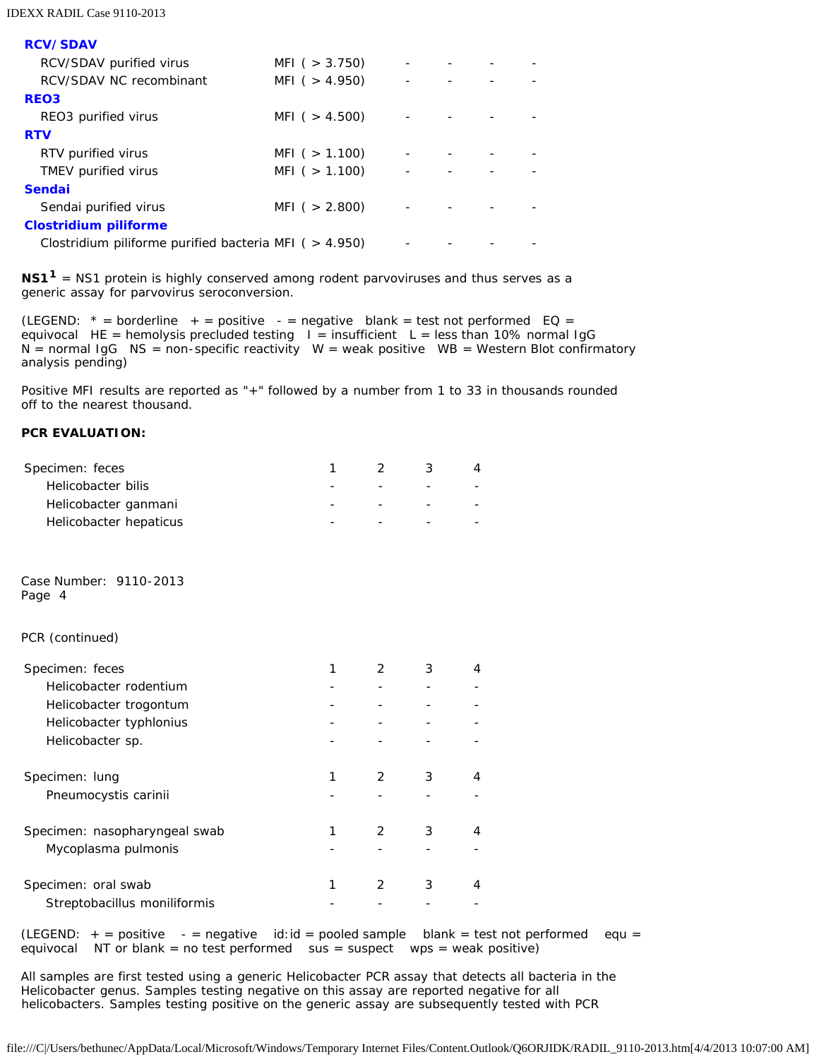| | | | | | |
|---|---|---|---|---|---|
| **RCV/SDAV** | | | | | |
| RCV/SDAV purified virus | MFI ( > 3.750) | - | - | - | - |
| RCV/SDAV NC recombinant | MFI ( > 4.950) | - | - | - | - |
| **REO3** | | | | | |
| REO3 purified virus | MFI ( > 4.500) | - | - | - | - |
| **RTV** | | | | | |
| RTV purified virus | MFI ( > 1.100) | - | - | - | - |
| TMEV purified virus | MFI ( > 1.100) | - | - | - | - |
| **Sendai** | | | | | |
| Sendai purified virus | MFI ( > 2.800) | - | - | - | - |
| **Clostridium piliforme** | | | | | |
| Clostridium piliforme purified bacteria | MFI ( > 4.950) | - | - | - | - |

**NS1**[1] = NS1 protein is highly conserved among rodent parvoviruses and thus serves as a generic assay for parvovirus seroconversion.

(LEGEND: * = borderline + = positive - = negative blank = test not performed EQ = equivocal HE = hemolysis precluded testing I = insufficient L = less than 10% normal IgG N = normal IgG NS = non-specific reactivity W = weak positive WB = Western Blot confirmatory analysis pending)

Positive MFI results are reported as "+" followed by a number from 1 to 33 in thousands rounded off to the nearest thousand.

**PCR EVALUATION:**

| Specimen: feces | 1 | 2 | 3 | 4 |
|---|---|---|---|---|
| Helicobacter bilis | - | - | - | - |
| Helicobacter ganmani | - | - | - | - |
| Helicobacter hepaticus | - | - | - | - |

Case Number: 9110-2013
Page 4

PCR (continued)

| Specimen: feces | 1 | 2 | 3 | 4 |
|---|---|---|---|---|
| Helicobacter rodentium | - | - | - | - |
| Helicobacter trogontum | - | - | - | - |
| Helicobacter typhlonius | - | - | - | - |
| Helicobacter sp. | - | - | - | - |

| Specimen: lung | 1 | 2 | 3 | 4 |
|---|---|---|---|---|
| Pneumocystis carinii | - | - | - | - |

| Specimen: nasopharyngeal swab | 1 | 2 | 3 | 4 |
|---|---|---|---|---|
| Mycoplasma pulmonis | - | - | - | - |

| Specimen: oral swab | 1 | 2 | 3 | 4 |
|---|---|---|---|---|
| Streptobacillus moniliformis | - | - | - | - |

(LEGEND: + = positive - = negative id:id = pooled sample blank = test not performed equ = equivocal NT or blank = no test performed sus = suspect wps = weak positive)

All samples are first tested using a generic Helicobacter PCR assay that detects all bacteria in the Helicobacter genus. Samples testing negative on this assay are reported negative for all helicobacters. Samples testing positive on the generic assay are subsequently tested with PCR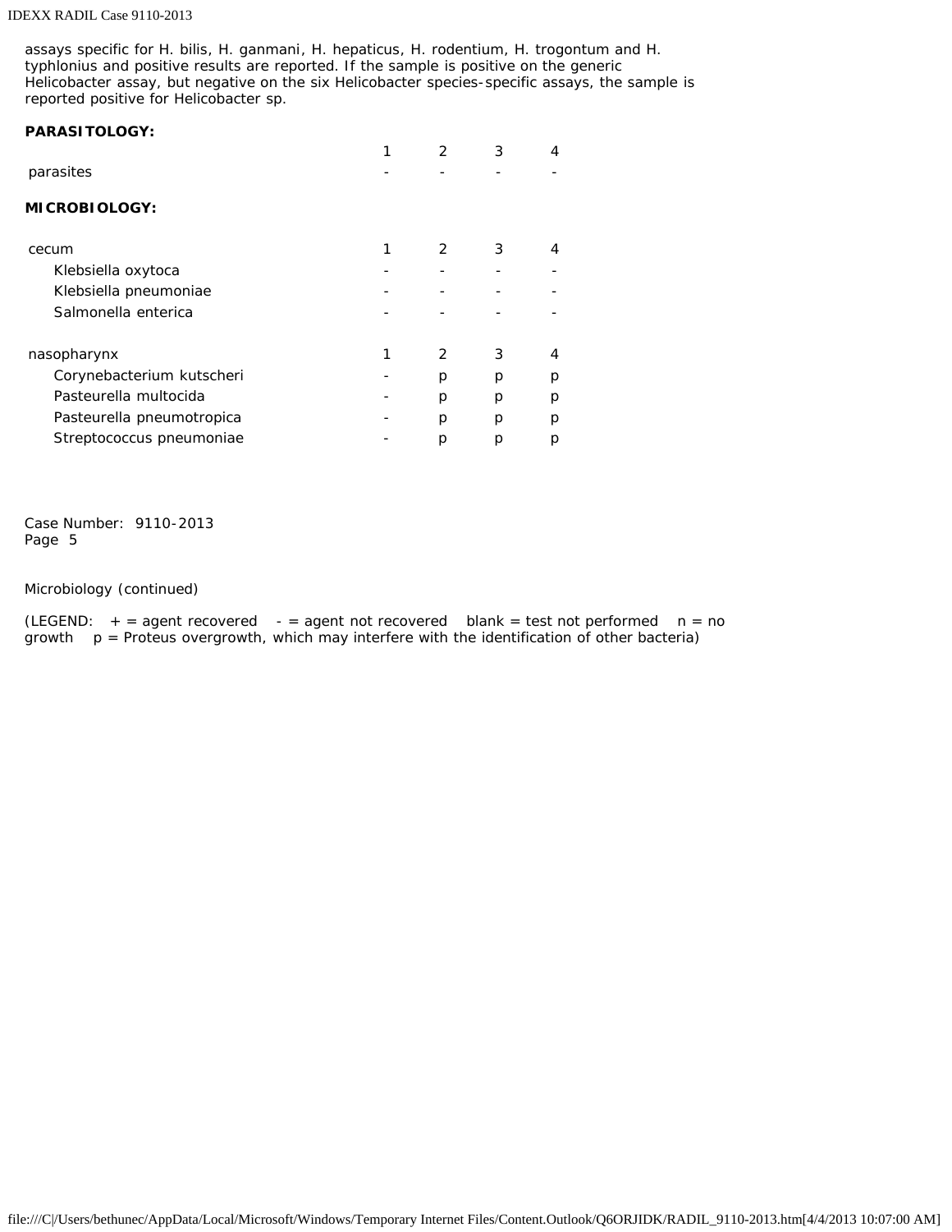assays specific for H. bilis, H. ganmani, H. hepaticus, H. rodentium, H. trogontum and H. typhlonius and positive results are reported. If the sample is positive on the generic Helicobacter assay, but negative on the six Helicobacter species-specific assays, the sample is reported positive for Helicobacter sp.

**PARASITOLOGY:**

| | 1 | 2 | 3 | 4 |
|---|---|---|---|---|
| parasites | - | - | - | - |

**MICROBIOLOGY:**

| cecum | 1 | 2 | 3 | 4 |
|---|---|---|---|---|
| Klebsiella oxytoca | - | - | - | - |
| Klebsiella pneumoniae | - | - | - | - |
| Salmonella enterica | - | - | - | - |

| nasopharynx | 1 | 2 | 3 | 4 |
|---|---|---|---|---|
| Corynebacterium kutscheri | - | p | p | p |
| Pasteurella multocida | - | p | p | p |
| Pasteurella pneumotropica | - | p | p | p |
| Streptococcus pneumoniae | - | p | p | p |

Case Number: 9110-2013
Page 5

Microbiology (continued)

(LEGEND: + = agent recovered - = agent not recovered blank = test not performed n = no growth p = Proteus overgrowth, which may interfere with the identification of other bacteria)